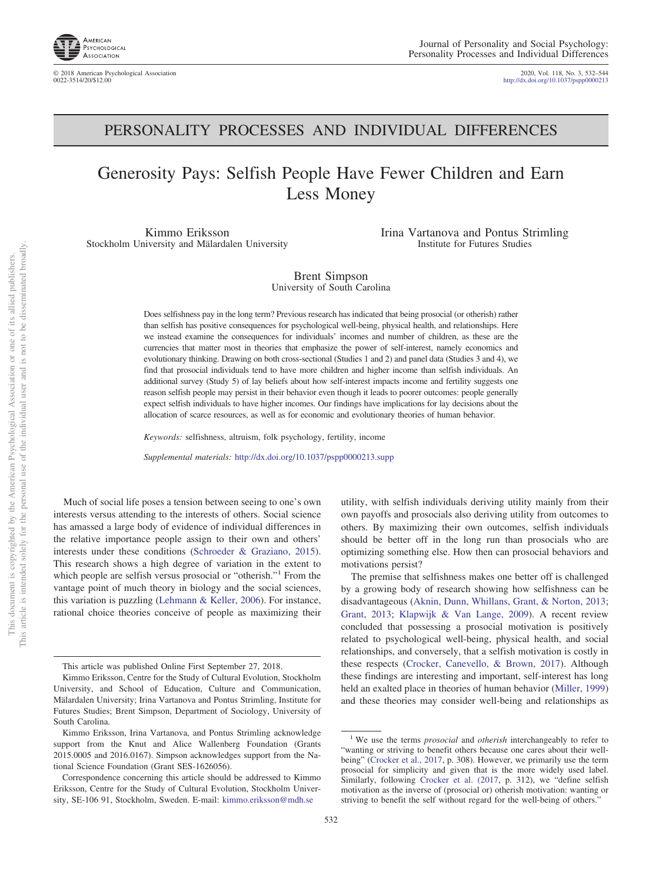# PERSONALITY PROCESSES AND INDIVIDUAL DIFFERENCES

# Generosity Pays: Selfish People Have Fewer Children and Earn Less Money

Kimmo Eriksson
Stockholm University and Mälardalen University

Irina Vartanova and Pontus Strimling
Institute for Futures Studies

Brent Simpson
University of South Carolina

Does selfishness pay in the long term? Previous research has indicated that being prosocial (or otherish) rather than selfish has positive consequences for psychological well-being, physical health, and relationships. Here we instead examine the consequences for individuals' incomes and number of children, as these are the currencies that matter most in theories that emphasize the power of self-interest, namely economics and evolutionary thinking. Drawing on both cross-sectional (Studies 1 and 2) and panel data (Studies 3 and 4), we find that prosocial individuals tend to have more children and higher income than selfish individuals. An additional survey (Study 5) of lay beliefs about how self-interest impacts income and fertility suggests one reason selfish people may persist in their behavior even though it leads to poorer outcomes: people generally expect selfish individuals to have higher incomes. Our findings have implications for lay decisions about the allocation of scarce resources, as well as for economic and evolutionary theories of human behavior.

*Keywords:* selfishness, altruism, folk psychology, fertility, income

*Supplemental materials:* http://dx.doi.org/10.1037/pspp0000213.supp

Much of social life poses a tension between seeing to one's own interests versus attending to the interests of others. Social science has amassed a large body of evidence of individual differences in the relative importance people assign to their own and others' interests under these conditions (Schroeder & Graziano, 2015). This research shows a high degree of variation in the extent to which people are selfish versus prosocial or "otherish."[1] From the vantage point of much theory in biology and the social sciences, this variation is puzzling (Lehmann & Keller, 2006). For instance, rational choice theories conceive of people as maximizing their utility, with selfish individuals deriving utility mainly from their own payoffs and prosocials also deriving utility from outcomes to others. By maximizing their own outcomes, selfish individuals should be better off in the long run than prosocials who are optimizing something else. How then can prosocial behaviors and motivations persist?

The premise that selfishness makes one better off is challenged by a growing body of research showing how selfishness can be disadvantageous (Aknin, Dunn, Whillans, Grant, & Norton, 2013; Grant, 2013; Klapwijk & Van Lange, 2009). A recent review concluded that possessing a prosocial motivation is positively related to psychological well-being, physical health, and social relationships, and conversely, that a selfish motivation is costly in these respects (Crocker, Canevello, & Brown, 2017). Although these findings are interesting and important, self-interest has long held an exalted place in theories of human behavior (Miller, 1999) and these theories may consider well-being and relationships as

---

This article was published Online First September 27, 2018.

Kimmo Eriksson, Centre for the Study of Cultural Evolution, Stockholm University, and School of Education, Culture and Communication, Mälardalen University; Irina Vartanova and Pontus Strimling, Institute for Futures Studies; Brent Simpson, Department of Sociology, University of South Carolina.

Kimmo Eriksson, Irina Vartanova, and Pontus Strimling acknowledge support from the Knut and Alice Wallenberg Foundation (Grants 2015.0005 and 2016.0167). Simpson acknowledges support from the National Science Foundation (Grant SES-1626056).

Correspondence concerning this article should be addressed to Kimmo Eriksson, Centre for the Study of Cultural Evolution, Stockholm University, SE-106 91, Stockholm, Sweden. E-mail: kimmo.eriksson@mdh.se

[1] We use the terms *prosocial* and *otherish* interchangeably to refer to "wanting or striving to benefit others because one cares about their well-being" (Crocker et al., 2017, p. 308). However, we primarily use the term prosocial for simplicity and given that is the more widely used label. Similarly, following Crocker et al. (2017, p. 312), we "define selfish motivation as the inverse of (prosocial or) otherish motivation: wanting or striving to benefit the self without regard for the well-being of others."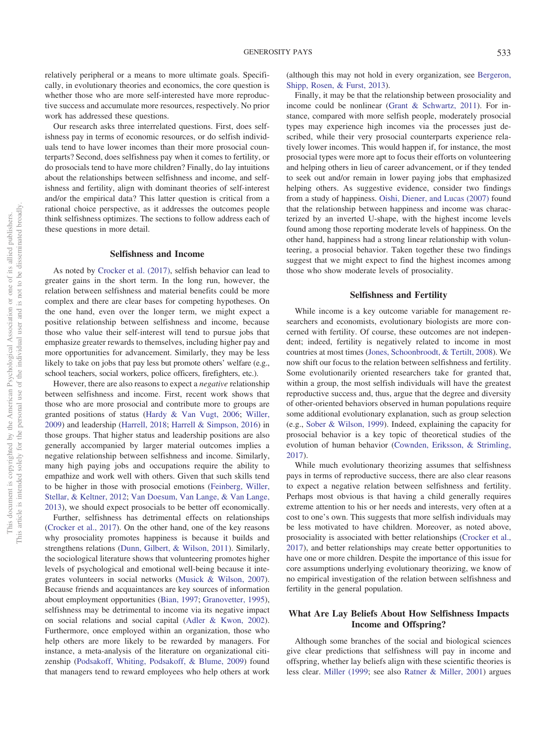relatively peripheral or a means to more ultimate goals. Specifically, in evolutionary theories and economics, the core question is whether those who are more self-interested have more reproductive success and accumulate more resources, respectively. No prior work has addressed these questions.

Our research asks three interrelated questions. First, does selfishness pay in terms of economic resources, or do selfish individuals tend to have lower incomes than their more prosocial counterparts? Second, does selfishness pay when it comes to fertility, or do prosocials tend to have more children? Finally, do lay intuitions about the relationships between selfishness and income, and selfishness and fertility, align with dominant theories of self-interest and/or the empirical data? This latter question is critical from a rational choice perspective, as it addresses the outcomes people think selfishness optimizes. The sections to follow address each of these questions in more detail.

## Selfishness and Income

As noted by Crocker et al. (2017), selfish behavior can lead to greater gains in the short term. In the long run, however, the relation between selfishness and material benefits could be more complex and there are clear bases for competing hypotheses. On the one hand, even over the longer term, we might expect a positive relationship between selfishness and income, because those who value their self-interest will tend to pursue jobs that emphasize greater rewards to themselves, including higher pay and more opportunities for advancement. Similarly, they may be less likely to take on jobs that pay less but promote others' welfare (e.g., school teachers, social workers, police officers, firefighters, etc.).

However, there are also reasons to expect a *negative* relationship between selfishness and income. First, recent work shows that those who are more prosocial and contribute more to groups are granted positions of status (Hardy & Van Vugt, 2006; Willer, 2009) and leadership (Harrell, 2018; Harrell & Simpson, 2016) in those groups. That higher status and leadership positions are also generally accompanied by larger material outcomes implies a negative relationship between selfishness and income. Similarly, many high paying jobs and occupations require the ability to empathize and work well with others. Given that such skills tend to be higher in those with prosocial emotions (Feinberg, Willer, Stellar, & Keltner, 2012; Van Doesum, Van Lange, & Van Lange, 2013), we should expect prosocials to be better off economically.

Further, selfishness has detrimental effects on relationships (Crocker et al., 2017). On the other hand, one of the key reasons why prosociality promotes happiness is because it builds and strengthens relations (Dunn, Gilbert, & Wilson, 2011). Similarly, the sociological literature shows that volunteering promotes higher levels of psychological and emotional well-being because it integrates volunteers in social networks (Musick & Wilson, 2007). Because friends and acquaintances are key sources of information about employment opportunities (Bian, 1997; Granovetter, 1995), selfishness may be detrimental to income via its negative impact on social relations and social capital (Adler & Kwon, 2002). Furthermore, once employed within an organization, those who help others are more likely to be rewarded by managers. For instance, a meta-analysis of the literature on organizational citizenship (Podsakoff, Whiting, Podsakoff, & Blume, 2009) found that managers tend to reward employees who help others at work (although this may not hold in every organization, see Bergeron, Shipp, Rosen, & Furst, 2013).

Finally, it may be that the relationship between prosociality and income could be nonlinear (Grant & Schwartz, 2011). For instance, compared with more selfish people, moderately prosocial types may experience high incomes via the processes just described, while their very prosocial counterparts experience relatively lower incomes. This would happen if, for instance, the most prosocial types were more apt to focus their efforts on volunteering and helping others in lieu of career advancement, or if they tended to seek out and/or remain in lower paying jobs that emphasized helping others. As suggestive evidence, consider two findings from a study of happiness. Oishi, Diener, and Lucas (2007) found that the relationship between happiness and income was characterized by an inverted U-shape, with the highest income levels found among those reporting moderate levels of happiness. On the other hand, happiness had a strong linear relationship with volunteering, a prosocial behavior. Taken together these two findings suggest that we might expect to find the highest incomes among those who show moderate levels of prosociality.

## Selfishness and Fertility

While income is a key outcome variable for management researchers and economists, evolutionary biologists are more concerned with fertility. Of course, these outcomes are not independent; indeed, fertility is negatively related to income in most countries at most times (Jones, Schoonbroodt, & Tertilt, 2008). We now shift our focus to the relation between selfishness and fertility. Some evolutionarily oriented researchers take for granted that, within a group, the most selfish individuals will have the greatest reproductive success and, thus, argue that the degree and diversity of other-oriented behaviors observed in human populations require some additional evolutionary explanation, such as group selection (e.g., Sober & Wilson, 1999). Indeed, explaining the capacity for prosocial behavior is a key topic of theoretical studies of the evolution of human behavior (Cownden, Eriksson, & Strimling, 2017).

While much evolutionary theorizing assumes that selfishness pays in terms of reproductive success, there are also clear reasons to expect a negative relation between selfishness and fertility. Perhaps most obvious is that having a child generally requires extreme attention to his or her needs and interests, very often at a cost to one's own. This suggests that more selfish individuals may be less motivated to have children. Moreover, as noted above, prosociality is associated with better relationships (Crocker et al., 2017), and better relationships may create better opportunities to have one or more children. Despite the importance of this issue for core assumptions underlying evolutionary theorizing, we know of no empirical investigation of the relation between selfishness and fertility in the general population.

## What Are Lay Beliefs About How Selfishness Impacts Income and Offspring?

Although some branches of the social and biological sciences give clear predictions that selfishness will pay in income and offspring, whether lay beliefs align with these scientific theories is less clear. Miller (1999; see also Ratner & Miller, 2001) argues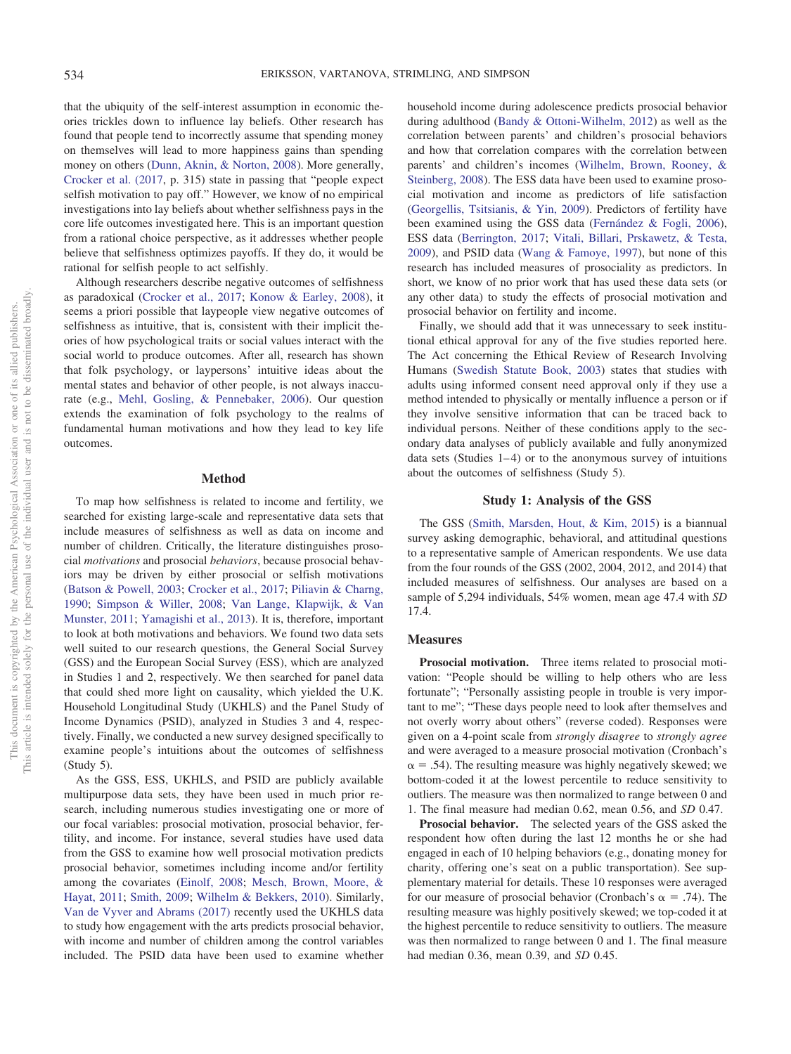that the ubiquity of the self-interest assumption in economic theories trickles down to influence lay beliefs. Other research has found that people tend to incorrectly assume that spending money on themselves will lead to more happiness gains than spending money on others (Dunn, Aknin, & Norton, 2008). More generally, Crocker et al. (2017, p. 315) state in passing that "people expect selfish motivation to pay off." However, we know of no empirical investigations into lay beliefs about whether selfishness pays in the core life outcomes investigated here. This is an important question from a rational choice perspective, as it addresses whether people believe that selfishness optimizes payoffs. If they do, it would be rational for selfish people to act selfishly.

Although researchers describe negative outcomes of selfishness as paradoxical (Crocker et al., 2017; Konow & Earley, 2008), it seems a priori possible that laypeople view negative outcomes of selfishness as intuitive, that is, consistent with their implicit theories of how psychological traits or social values interact with the social world to produce outcomes. After all, research has shown that folk psychology, or laypersons' intuitive ideas about the mental states and behavior of other people, is not always inaccurate (e.g., Mehl, Gosling, & Pennebaker, 2006). Our question extends the examination of folk psychology to the realms of fundamental human motivations and how they lead to key life outcomes.

## Method

To map how selfishness is related to income and fertility, we searched for existing large-scale and representative data sets that include measures of selfishness as well as data on income and number of children. Critically, the literature distinguishes prosocial *motivations* and prosocial *behaviors*, because prosocial behaviors may be driven by either prosocial or selfish motivations (Batson & Powell, 2003; Crocker et al., 2017; Piliavin & Charng, 1990; Simpson & Willer, 2008; Van Lange, Klapwijk, & Van Munster, 2011; Yamagishi et al., 2013). It is, therefore, important to look at both motivations and behaviors. We found two data sets well suited to our research questions, the General Social Survey (GSS) and the European Social Survey (ESS), which are analyzed in Studies 1 and 2, respectively. We then searched for panel data that could shed more light on causality, which yielded the U.K. Household Longitudinal Study (UKHLS) and the Panel Study of Income Dynamics (PSID), analyzed in Studies 3 and 4, respectively. Finally, we conducted a new survey designed specifically to examine people's intuitions about the outcomes of selfishness (Study 5).

As the GSS, ESS, UKHLS, and PSID are publicly available multipurpose data sets, they have been used in much prior research, including numerous studies investigating one or more of our focal variables: prosocial motivation, prosocial behavior, fertility, and income. For instance, several studies have used data from the GSS to examine how well prosocial motivation predicts prosocial behavior, sometimes including income and/or fertility among the covariates (Einolf, 2008; Mesch, Brown, Moore, & Hayat, 2011; Smith, 2009; Wilhelm & Bekkers, 2010). Similarly, Van de Vyver and Abrams (2017) recently used the UKHLS data to study how engagement with the arts predicts prosocial behavior, with income and number of children among the control variables included. The PSID data have been used to examine whether household income during adolescence predicts prosocial behavior during adulthood (Bandy & Ottoni-Wilhelm, 2012) as well as the correlation between parents' and children's prosocial behaviors and how that correlation compares with the correlation between parents' and children's incomes (Wilhelm, Brown, Rooney, & Steinberg, 2008). The ESS data have been used to examine prosocial motivation and income as predictors of life satisfaction (Georgellis, Tsitsianis, & Yin, 2009). Predictors of fertility have been examined using the GSS data (Fernández & Fogli, 2006), ESS data (Berrington, 2017; Vitali, Billari, Prskawetz, & Testa, 2009), and PSID data (Wang & Famoye, 1997), but none of this research has included measures of prosociality as predictors. In short, we know of no prior work that has used these data sets (or any other data) to study the effects of prosocial motivation and prosocial behavior on fertility and income.

Finally, we should add that it was unnecessary to seek institutional ethical approval for any of the five studies reported here. The Act concerning the Ethical Review of Research Involving Humans (Swedish Statute Book, 2003) states that studies with adults using informed consent need approval only if they use a method intended to physically or mentally influence a person or if they involve sensitive information that can be traced back to individual persons. Neither of these conditions apply to the secondary data analyses of publicly available and fully anonymized data sets (Studies 1–4) or to the anonymous survey of intuitions about the outcomes of selfishness (Study 5).

## Study 1: Analysis of the GSS

The GSS (Smith, Marsden, Hout, & Kim, 2015) is a biannual survey asking demographic, behavioral, and attitudinal questions to a representative sample of American respondents. We use data from the four rounds of the GSS (2002, 2004, 2012, and 2014) that included measures of selfishness. Our analyses are based on a sample of 5,294 individuals, 54% women, mean age 47.4 with *SD* 17.4.

### Measures

**Prosocial motivation.** Three items related to prosocial motivation: "People should be willing to help others who are less fortunate"; "Personally assisting people in trouble is very important to me"; "These days people need to look after themselves and not overly worry about others" (reverse coded). Responses were given on a 4-point scale from *strongly disagree* to *strongly agree* and were averaged to a measure prosocial motivation (Cronbach's $\alpha = .54$). The resulting measure was highly negatively skewed; we bottom-coded it at the lowest percentile to reduce sensitivity to outliers. The measure was then normalized to range between 0 and 1. The final measure had median 0.62, mean 0.56, and *SD* 0.47.

**Prosocial behavior.** The selected years of the GSS asked the respondent how often during the last 12 months he or she had engaged in each of 10 helping behaviors (e.g., donating money for charity, offering one's seat on a public transportation). See supplementary material for details. These 10 responses were averaged for our measure of prosocial behavior (Cronbach's $\alpha = .74$). The resulting measure was highly positively skewed; we top-coded it at the highest percentile to reduce sensitivity to outliers. The measure was then normalized to range between 0 and 1. The final measure had median 0.36, mean 0.39, and *SD* 0.45.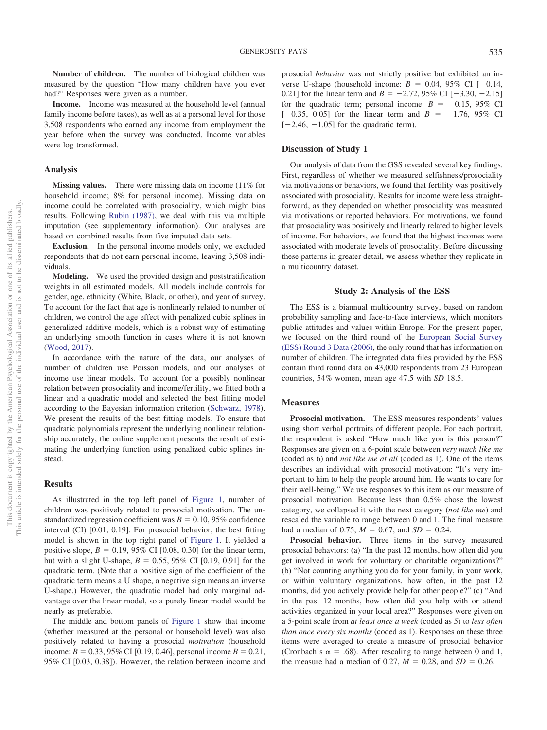**Number of children.** The number of biological children was measured by the question "How many children have you ever had?" Responses were given as a number.

**Income.** Income was measured at the household level (annual family income before taxes), as well as at a personal level for those 3,508 respondents who earned any income from employment the year before when the survey was conducted. Income variables were log transformed.

## Analysis

**Missing values.** There were missing data on income (11% for household income; 8% for personal income). Missing data on income could be correlated with prosociality, which might bias results. Following Rubin (1987), we deal with this via multiple imputation (see supplementary information). Our analyses are based on combined results from five imputed data sets.

**Exclusion.** In the personal income models only, we excluded respondents that do not earn personal income, leaving 3,508 individuals.

**Modeling.** We used the provided design and poststratification weights in all estimated models. All models include controls for gender, age, ethnicity (White, Black, or other), and year of survey. To account for the fact that age is nonlinearly related to number of children, we control the age effect with penalized cubic splines in generalized additive models, which is a robust way of estimating an underlying smooth function in cases where it is not known (Wood, 2017).

In accordance with the nature of the data, our analyses of number of children use Poisson models, and our analyses of income use linear models. To account for a possibly nonlinear relation between prosociality and income/fertility, we fitted both a linear and a quadratic model and selected the best fitting model according to the Bayesian information criterion (Schwarz, 1978). We present the results of the best fitting models. To ensure that quadratic polynomials represent the underlying nonlinear relationship accurately, the online supplement presents the result of estimating the underlying function using penalized cubic splines instead.

## Results

As illustrated in the top left panel of Figure 1, number of children was positively related to prosocial motivation. The unstandardized regression coefficient was $B = 0.10$, 95% confidence interval (CI) [0.01, 0.19]. For prosocial behavior, the best fitting model is shown in the top right panel of Figure 1. It yielded a positive slope, $B = 0.19$, 95% CI [0.08, 0.30] for the linear term, but with a slight U-shape, $B = 0.55$, 95% CI [0.19, 0.91] for the quadratic term. (Note that a positive sign of the coefficient of the quadratic term means a U shape, a negative sign means an inverse U-shape.) However, the quadratic model had only marginal advantage over the linear model, so a purely linear model would be nearly as preferable.

The middle and bottom panels of Figure 1 show that income (whether measured at the personal or household level) was also positively related to having a prosocial *motivation* (household income: $B = 0.33$, 95% CI [0.19, 0.46], personal income $B = 0.21$, 95% CI [0.03, 0.38]). However, the relation between income and prosocial *behavior* was not strictly positive but exhibited an inverse U-shape (household income: $B = 0.04$, 95% CI [−0.14, 0.21] for the linear term and $B = -2.72$, 95% CI [−3.30, −2.15] for the quadratic term; personal income: $B = -0.15$, 95% CI [−0.35, 0.05] for the linear term and $B = -1.76$, 95% CI [−2.46, −1.05] for the quadratic term).

## Discussion of Study 1

Our analysis of data from the GSS revealed several key findings. First, regardless of whether we measured selfishness/prosociality via motivations or behaviors, we found that fertility was positively associated with prosociality. Results for income were less straightforward, as they depended on whether prosociality was measured via motivations or reported behaviors. For motivations, we found that prosociality was positively and linearly related to higher levels of income. For behaviors, we found that the highest incomes were associated with moderate levels of prosociality. Before discussing these patterns in greater detail, we assess whether they replicate in a multicountry dataset.

# Study 2: Analysis of the ESS

The ESS is a biannual multicountry survey, based on random probability sampling and face-to-face interviews, which monitors public attitudes and values within Europe. For the present paper, we focused on the third round of the European Social Survey (ESS) Round 3 Data (2006), the only round that has information on number of children. The integrated data files provided by the ESS contain third round data on 43,000 respondents from 23 European countries, 54% women, mean age 47.5 with *SD* 18.5.

## Measures

**Prosocial motivation.** The ESS measures respondents' values using short verbal portraits of different people. For each portrait, the respondent is asked "How much like you is this person?" Responses are given on a 6-point scale between *very much like me* (coded as 6) and *not like me at all* (coded as 1). One of the items describes an individual with prosocial motivation: "It's very important to him to help the people around him. He wants to care for their well-being." We use responses to this item as our measure of prosocial motivation. Because less than 0.5% chose the lowest category, we collapsed it with the next category (*not like me*) and rescaled the variable to range between 0 and 1. The final measure had a median of 0.75, $M = 0.67$, and $SD = 0.24$.

**Prosocial behavior.** Three items in the survey measured prosocial behaviors: (a) "In the past 12 months, how often did you get involved in work for voluntary or charitable organizations?" (b) "Not counting anything you do for your family, in your work, or within voluntary organizations, how often, in the past 12 months, did you actively provide help for other people?" (c) "And in the past 12 months, how often did you help with or attend activities organized in your local area?" Responses were given on a 5-point scale from *at least once a week* (coded as 5) to *less often than once every six months* (coded as 1). Responses on these three items were averaged to create a measure of prosocial behavior (Cronbach's $\alpha = .68$). After rescaling to range between 0 and 1, the measure had a median of 0.27, $M = 0.28$, and $SD = 0.26$.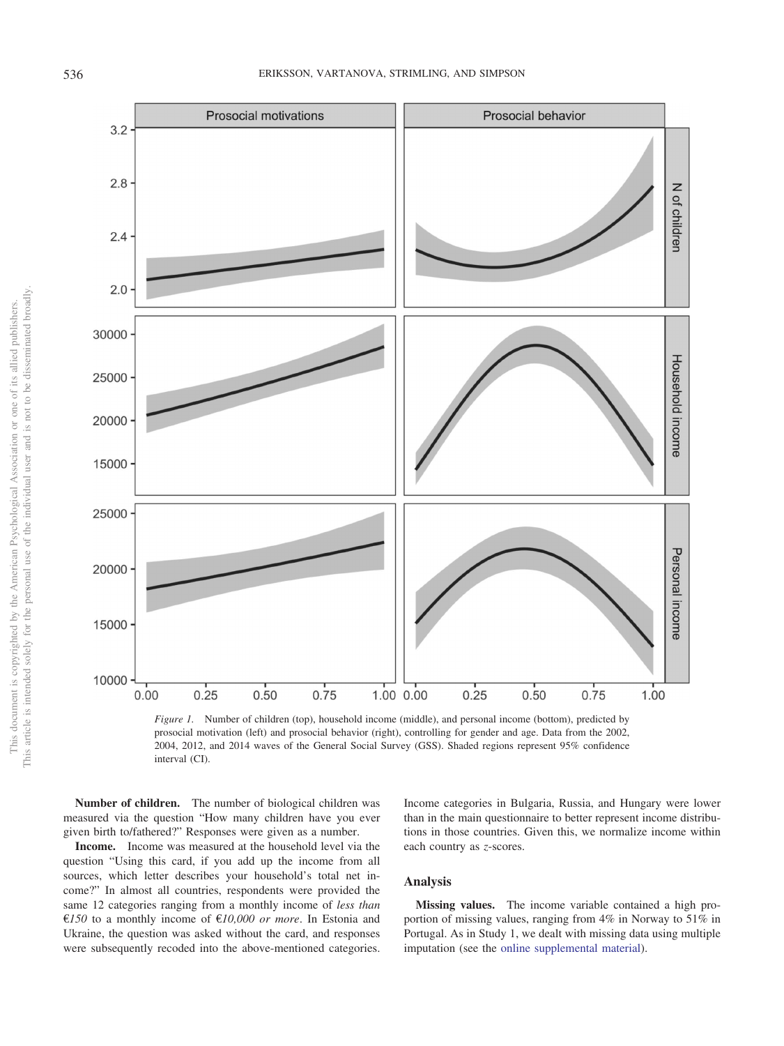*Figure 1.* Number of children (top), household income (middle), and personal income (bottom), predicted by prosocial motivation (left) and prosocial behavior (right), controlling for gender and age. Data from the 2002, 2004, 2012, and 2014 waves of the General Social Survey (GSS). Shaded regions represent 95% confidence interval (CI).

**Number of children.** The number of biological children was measured via the question "How many children have you ever given birth to/fathered?" Responses were given as a number.

**Income.** Income was measured at the household level via the question "Using this card, if you add up the income from all sources, which letter describes your household's total net income?" In almost all countries, respondents were provided the same 12 categories ranging from a monthly income of *less than €150* to a monthly income of *€10,000 or more*. In Estonia and Ukraine, the question was asked without the card, and responses were subsequently recoded into the above-mentioned categories. Income categories in Bulgaria, Russia, and Hungary were lower than in the main questionnaire to better represent income distributions in those countries. Given this, we normalize income within each country as *z*-scores.

## Analysis

**Missing values.** The income variable contained a high proportion of missing values, ranging from 4% in Norway to 51% in Portugal. As in Study 1, we dealt with missing data using multiple imputation (see the online supplemental material).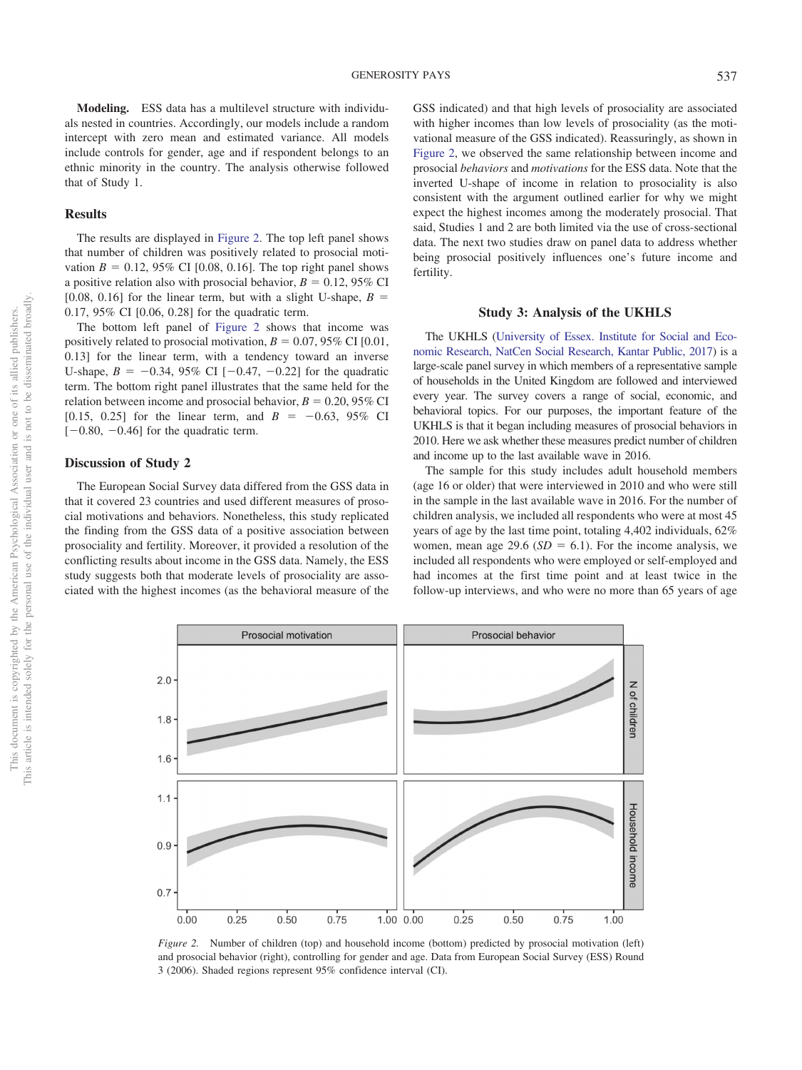**Modeling.** ESS data has a multilevel structure with individuals nested in countries. Accordingly, our models include a random intercept with zero mean and estimated variance. All models include controls for gender, age and if respondent belongs to an ethnic minority in the country. The analysis otherwise followed that of Study 1.

## Results

The results are displayed in Figure 2. The top left panel shows that number of children was positively related to prosocial motivation $B = 0.12$, 95% CI [0.08, 0.16]. The top right panel shows a positive relation also with prosocial behavior, $B = 0.12$, 95% CI [0.08, 0.16] for the linear term, but with a slight U-shape, $B = 0.17$, 95% CI [0.06, 0.28] for the quadratic term.

The bottom left panel of Figure 2 shows that income was positively related to prosocial motivation, $B = 0.07$, 95% CI [0.01, 0.13] for the linear term, with a tendency toward an inverse U-shape, $B = -0.34$, 95% CI [$-0.47$, $-0.22$] for the quadratic term. The bottom right panel illustrates that the same held for the relation between income and prosocial behavior, $B = 0.20$, 95% CI [0.15, 0.25] for the linear term, and $B = -0.63$, 95% CI [$-0.80$, $-0.46$] for the quadratic term.

## Discussion of Study 2

The European Social Survey data differed from the GSS data in that it covered 23 countries and used different measures of prosocial motivations and behaviors. Nonetheless, this study replicated the finding from the GSS data of a positive association between prosociality and fertility. Moreover, it provided a resolution of the conflicting results about income in the GSS data. Namely, the ESS study suggests both that moderate levels of prosociality are associated with the highest incomes (as the behavioral measure of the GSS indicated) and that high levels of prosociality are associated with higher incomes than low levels of prosociality (as the motivational measure of the GSS indicated). Reassuringly, as shown in Figure 2, we observed the same relationship between income and prosocial *behaviors* and *motivations* for the ESS data. Note that the inverted U-shape of income in relation to prosociality is also consistent with the argument outlined earlier for why we might expect the highest incomes among the moderately prosocial. That said, Studies 1 and 2 are both limited via the use of cross-sectional data. The next two studies draw on panel data to address whether being prosocial positively influences one's future income and fertility.

## Study 3: Analysis of the UKHLS

The UKHLS (University of Essex. Institute for Social and Economic Research, NatCen Social Research, Kantar Public, 2017) is a large-scale panel survey in which members of a representative sample of households in the United Kingdom are followed and interviewed every year. The survey covers a range of social, economic, and behavioral topics. For our purposes, the important feature of the UKHLS is that it began including measures of prosocial behaviors in 2010. Here we ask whether these measures predict number of children and income up to the last available wave in 2016.

The sample for this study includes adult household members (age 16 or older) that were interviewed in 2010 and who were still in the sample in the last available wave in 2016. For the number of children analysis, we included all respondents who were at most 45 years of age by the last time point, totaling 4,402 individuals, 62% women, mean age 29.6 ($SD = 6.1$). For the income analysis, we included all respondents who were employed or self-employed and had incomes at the first time point and at least twice in the follow-up interviews, and who were no more than 65 years of age

*Figure 2.* Number of children (top) and household income (bottom) predicted by prosocial motivation (left) and prosocial behavior (right), controlling for gender and age. Data from European Social Survey (ESS) Round 3 (2006). Shaded regions represent 95% confidence interval (CI).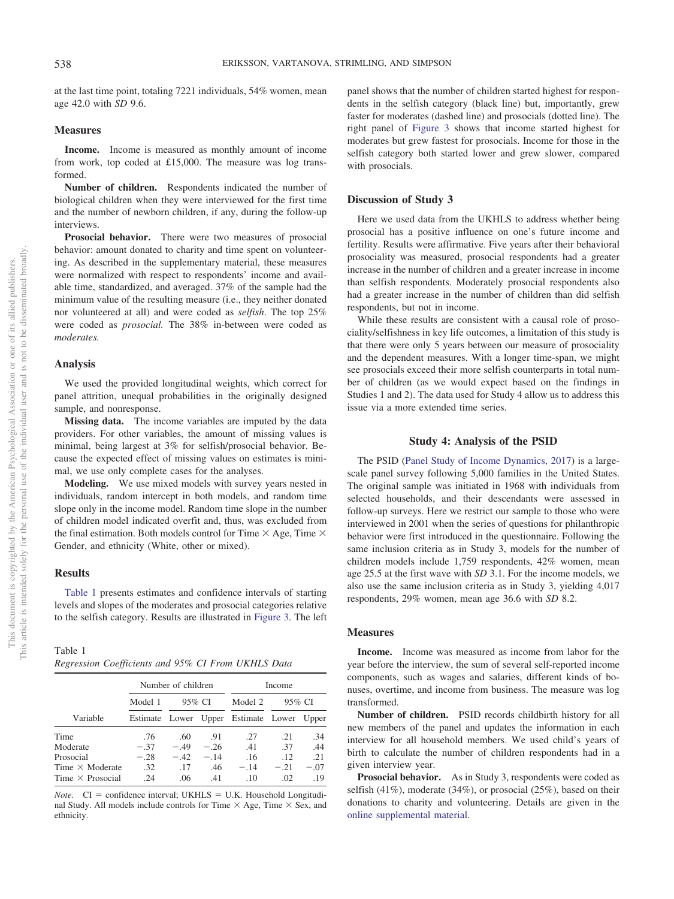at the last time point, totaling 7221 individuals, 54% women, mean age 42.0 with *SD* 9.6.

### Measures

**Income.** Income is measured as monthly amount of income from work, top coded at £15,000. The measure was log transformed.

**Number of children.** Respondents indicated the number of biological children when they were interviewed for the first time and the number of newborn children, if any, during the follow-up interviews.

**Prosocial behavior.** There were two measures of prosocial behavior: amount donated to charity and time spent on volunteering. As described in the supplementary material, these measures were normalized with respect to respondents' income and available time, standardized, and averaged. 37% of the sample had the minimum value of the resulting measure (i.e., they neither donated nor volunteered at all) and were coded as *selfish*. The top 25% were coded as *prosocial*. The 38% in-between were coded as *moderates*.

### Analysis

We used the provided longitudinal weights, which correct for panel attrition, unequal probabilities in the originally designed sample, and nonresponse.

**Missing data.** The income variables are imputed by the data providers. For other variables, the amount of missing values is minimal, being largest at 3% for selfish/prosocial behavior. Because the expected effect of missing values on estimates is minimal, we use only complete cases for the analyses.

**Modeling.** We use mixed models with survey years nested in individuals, random intercept in both models, and random time slope only in the income model. Random time slope in the number of children model indicated overfit and, thus, was excluded from the final estimation. Both models control for Time × Age, Time × Gender, and ethnicity (White, other or mixed).

### Results

Table 1 presents estimates and confidence intervals of starting levels and slopes of the moderates and prosocial categories relative to the selfish category. Results are illustrated in Figure 3. The left panel shows that the number of children started highest for respondents in the selfish category (black line) but, importantly, grew faster for moderates (dashed line) and prosocials (dotted line). The right panel of Figure 3 shows that income started highest for moderates but grew fastest for prosocials. Income for those in the selfish category both started lower and grew slower, compared with prosocials.

Table 1
*Regression Coefficients and 95% CI From UKHLS Data*

| | Number of children | | | Income | | |
|---|---|---|---|---|---|---|
| | Model 1 | 95% CI | | Model 2 | 95% CI | |
| Variable | Estimate | Lower | Upper | Estimate | Lower | Upper |
| Time | .76 | .60 | .91 | .27 | .21 | .34 |
| Moderate | −.37 | −.49 | −.26 | .41 | .37 | .44 |
| Prosocial | −.28 | −.42 | −.14 | .16 | .12 | .21 |
| Time × Moderate | .32 | .17 | .46 | −.14 | −.21 | −.07 |
| Time × Prosocial | .24 | .06 | .41 | .10 | .02 | .19 |

*Note.* CI = confidence interval; UKHLS = U.K. Household Longitudinal Study. All models include controls for Time × Age, Time × Sex, and ethnicity.

### Discussion of Study 3

Here we used data from the UKHLS to address whether being prosocial has a positive influence on one's future income and fertility. Results were affirmative. Five years after their behavioral prosociality was measured, prosocial respondents had a greater increase in the number of children and a greater increase in income than selfish respondents. Moderately prosocial respondents also had a greater increase in the number of children than did selfish respondents, but not in income.

While these results are consistent with a causal role of prosociality/selfishness in key life outcomes, a limitation of this study is that there were only 5 years between our measure of prosociality and the dependent measures. With a longer time-span, we might see prosocials exceed their more selfish counterparts in total number of children (as we would expect based on the findings in Studies 1 and 2). The data used for Study 4 allow us to address this issue via a more extended time series.

## Study 4: Analysis of the PSID

The PSID (Panel Study of Income Dynamics, 2017) is a large-scale panel survey following 5,000 families in the United States. The original sample was initiated in 1968 with individuals from selected households, and their descendants were assessed in follow-up surveys. Here we restrict our sample to those who were interviewed in 2001 when the series of questions for philanthropic behavior were first introduced in the questionnaire. Following the same inclusion criteria as in Study 3, models for the number of children models include 1,759 respondents, 42% women, mean age 25.5 at the first wave with *SD* 3.1. For the income models, we also use the same inclusion criteria as in Study 3, yielding 4,017 respondents, 29% women, mean age 36.6 with *SD* 8.2.

### Measures

**Income.** Income was measured as income from labor for the year before the interview, the sum of several self-reported income components, such as wages and salaries, different kinds of bonuses, overtime, and income from business. The measure was log transformed.

**Number of children.** PSID records childbirth history for all new members of the panel and updates the information in each interview for all household members. We used child's years of birth to calculate the number of children respondents had in a given interview year.

**Prosocial behavior.** As in Study 3, respondents were coded as selfish (41%), moderate (34%), or prosocial (25%), based on their donations to charity and volunteering. Details are given in the online supplemental material.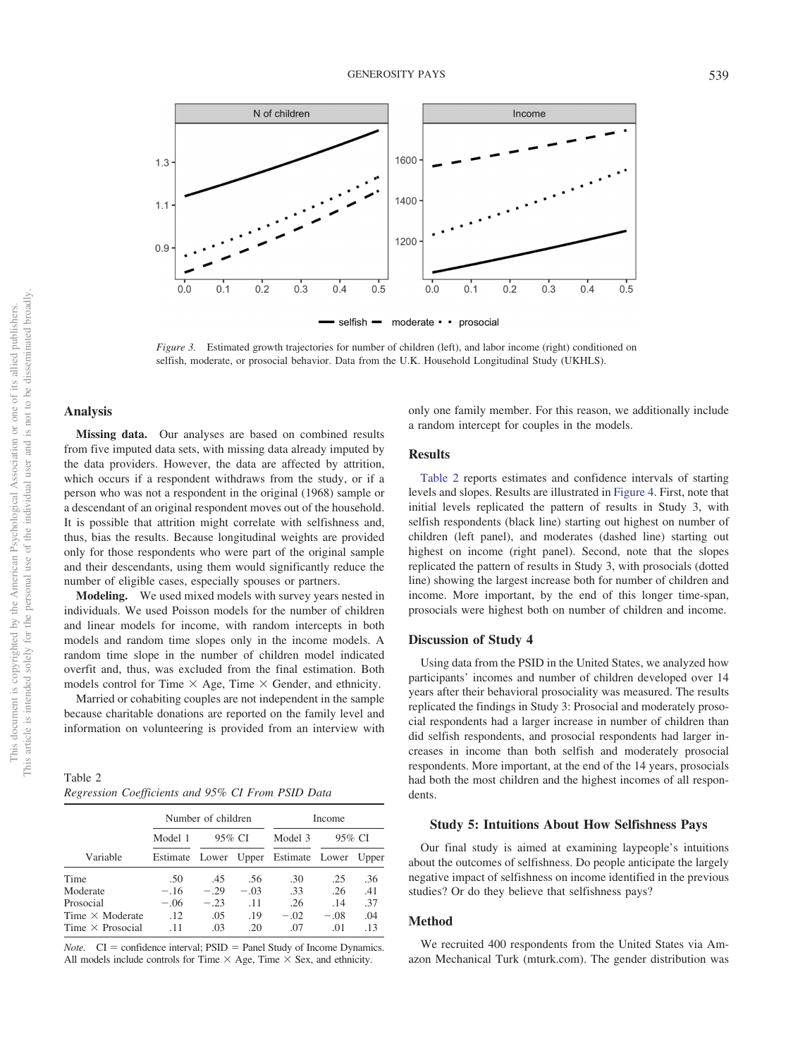Figure 3. Estimated growth trajectories for number of children (left), and labor income (right) conditioned on selfish, moderate, or prosocial behavior. Data from the U.K. Household Longitudinal Study (UKHLS).

### Analysis

**Missing data.** Our analyses are based on combined results from five imputed data sets, with missing data already imputed by the data providers. However, the data are affected by attrition, which occurs if a respondent withdraws from the study, or if a person who was not a respondent in the original (1968) sample or a descendant of an original respondent moves out of the household. It is possible that attrition might correlate with selfishness and, thus, bias the results. Because longitudinal weights are provided only for those respondents who were part of the original sample and their descendants, using them would significantly reduce the number of eligible cases, especially spouses or partners.

**Modeling.** We used mixed models with survey years nested in individuals. We used Poisson models for the number of children and linear models for income, with random intercepts in both models and random time slopes only in the income models. A random time slope in the number of children model indicated overfit and, thus, was excluded from the final estimation. Both models control for Time × Age, Time × Gender, and ethnicity.

Married or cohabiting couples are not independent in the sample because charitable donations are reported on the family level and information on volunteering is provided from an interview with only one family member. For this reason, we additionally include a random intercept for couples in the models.

### Results

Table 2 reports estimates and confidence intervals of starting levels and slopes. Results are illustrated in Figure 4. First, note that initial levels replicated the pattern of results in Study 3, with selfish respondents (black line) starting out highest on number of children (left panel), and moderates (dashed line) starting out highest on income (right panel). Second, note that the slopes replicated the pattern of results in Study 3, with prosocials (dotted line) showing the largest increase both for number of children and income. More important, by the end of this longer time-span, prosocials were highest both on number of children and income.

### Discussion of Study 4

Using data from the PSID in the United States, we analyzed how participants' incomes and number of children developed over 14 years after their behavioral prosociality was measured. The results replicated the findings in Study 3: Prosocial and moderately prosocial respondents had a larger increase in number of children than did selfish respondents, and prosocial respondents had larger increases in income than both selfish and moderately prosocial respondents. More important, at the end of the 14 years, prosocials had both the most children and the highest incomes of all respondents.

Table 2
*Regression Coefficients and 95% CI From PSID Data*

| | Number of children | | | Income | | |
|---|---|---|---|---|---|---|
| | Model 1 | 95% CI | | Model 3 | 95% CI | |
| Variable | Estimate | Lower | Upper | Estimate | Lower | Upper |
| Time | .50 | .45 | .56 | .30 | .25 | .36 |
| Moderate | −.16 | −.29 | −.03 | .33 | .26 | .41 |
| Prosocial | −.06 | −.23 | .11 | .26 | .14 | .37 |
| Time × Moderate | .12 | .05 | .19 | −.02 | −.08 | .04 |
| Time × Prosocial | .11 | .03 | .20 | .07 | .01 | .13 |

*Note.* CI = confidence interval; PSID = Panel Study of Income Dynamics. All models include controls for Time × Age, Time × Sex, and ethnicity.

## Study 5: Intuitions About How Selfishness Pays

Our final study is aimed at examining laypeople's intuitions about the outcomes of selfishness. Do people anticipate the largely negative impact of selfishness on income identified in the previous studies? Or do they believe that selfishness pays?

### Method

We recruited 400 respondents from the United States via Amazon Mechanical Turk (mturk.com). The gender distribution was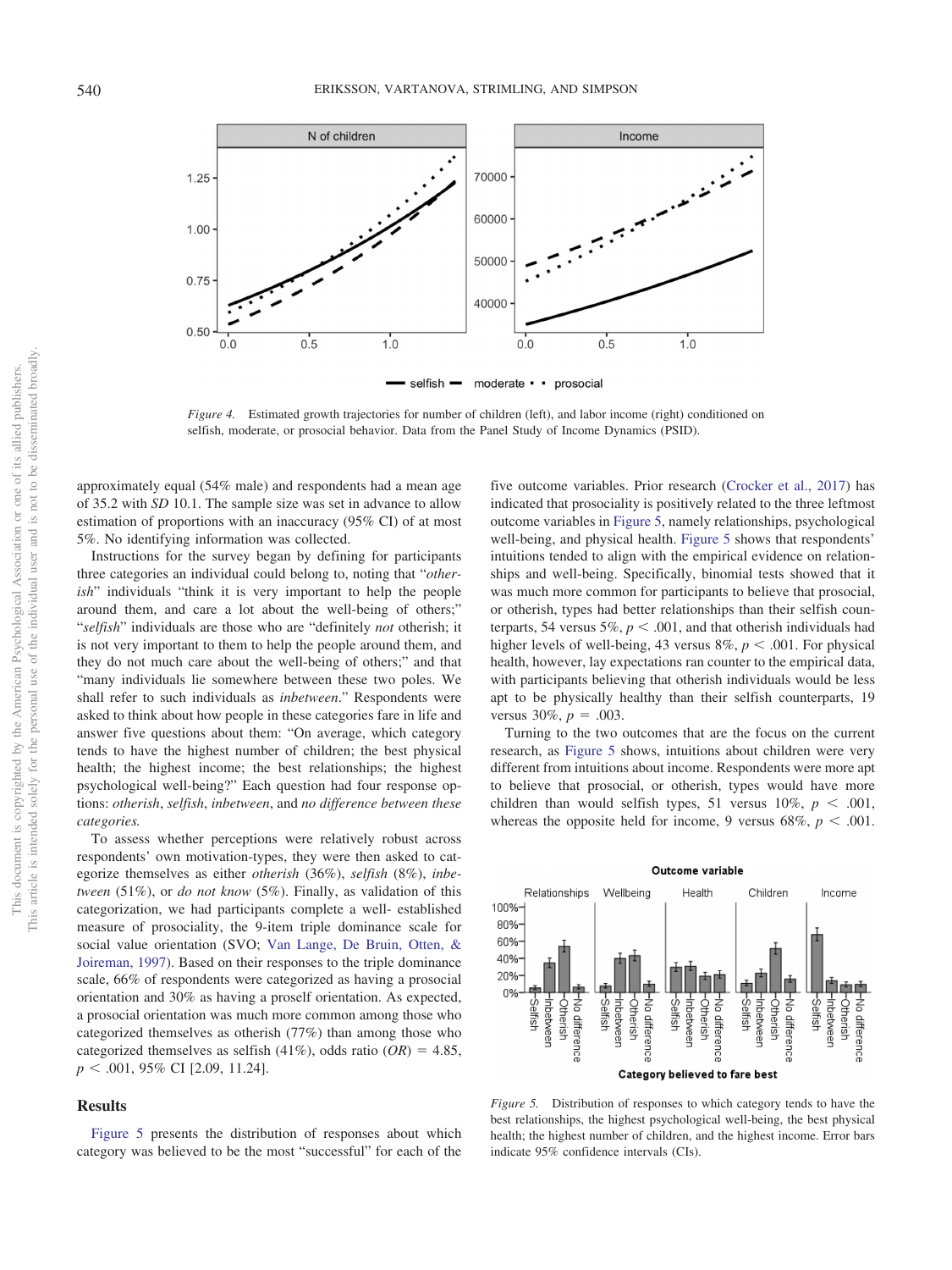*Figure 4.* Estimated growth trajectories for number of children (left), and labor income (right) conditioned on selfish, moderate, or prosocial behavior. Data from the Panel Study of Income Dynamics (PSID).

approximately equal (54% male) and respondents had a mean age of 35.2 with *SD* 10.1. The sample size was set in advance to allow estimation of proportions with an inaccuracy (95% CI) of at most 5%. No identifying information was collected.

Instructions for the survey began by defining for participants three categories an individual could belong to, noting that "*otherish*" individuals "think it is very important to help the people around them, and care a lot about the well-being of others;" "*selfish*" individuals are those who are "definitely *not* otherish; it is not very important to them to help the people around them, and they do not much care about the well-being of others;" and that "many individuals lie somewhere between these two poles. We shall refer to such individuals as *inbetween*." Respondents were asked to think about how people in these categories fare in life and answer five questions about them: "On average, which category tends to have the highest number of children; the best physical health; the highest income; the best relationships; the highest psychological well-being?" Each question had four response options: *otherish*, *selfish*, *inbetween*, and *no difference between these categories.*

To assess whether perceptions were relatively robust across respondents' own motivation-types, they were then asked to categorize themselves as either *otherish* (36%), *selfish* (8%), *inbetween* (51%), or *do not know* (5%). Finally, as validation of this categorization, we had participants complete a well- established measure of prosociality, the 9-item triple dominance scale for social value orientation (SVO; Van Lange, De Bruin, Otten, & Joireman, 1997). Based on their responses to the triple dominance scale, 66% of respondents were categorized as having a prosocial orientation and 30% as having a proself orientation. As expected, a prosocial orientation was much more common among those who categorized themselves as otherish (77%) than among those who categorized themselves as selfish (41%), odds ratio ($OR$) = 4.85, $p < .001$, 95% CI [2.09, 11.24].

## Results

Figure 5 presents the distribution of responses about which category was believed to be the most "successful" for each of the five outcome variables. Prior research (Crocker et al., 2017) has indicated that prosociality is positively related to the three leftmost outcome variables in Figure 5, namely relationships, psychological well-being, and physical health. Figure 5 shows that respondents' intuitions tended to align with the empirical evidence on relationships and well-being. Specifically, binomial tests showed that it was much more common for participants to believe that prosocial, or otherish, types had better relationships than their selfish counterparts, 54 versus 5%, $p < .001$, and that otherish individuals had higher levels of well-being, 43 versus 8%, $p < .001$. For physical health, however, lay expectations ran counter to the empirical data, with participants believing that otherish individuals would be less apt to be physically healthy than their selfish counterparts, 19 versus 30%, $p = .003$.

Turning to the two outcomes that are the focus on the current research, as Figure 5 shows, intuitions about children were very different from intuitions about income. Respondents were more apt to believe that prosocial, or otherish, types would have more children than would selfish types, 51 versus 10%, $p < .001$, whereas the opposite held for income, 9 versus 68%, $p < .001$.

*Figure 5.* Distribution of responses to which category tends to have the best relationships, the highest psychological well-being, the best physical health; the highest number of children, and the highest income. Error bars indicate 95% confidence intervals (CIs).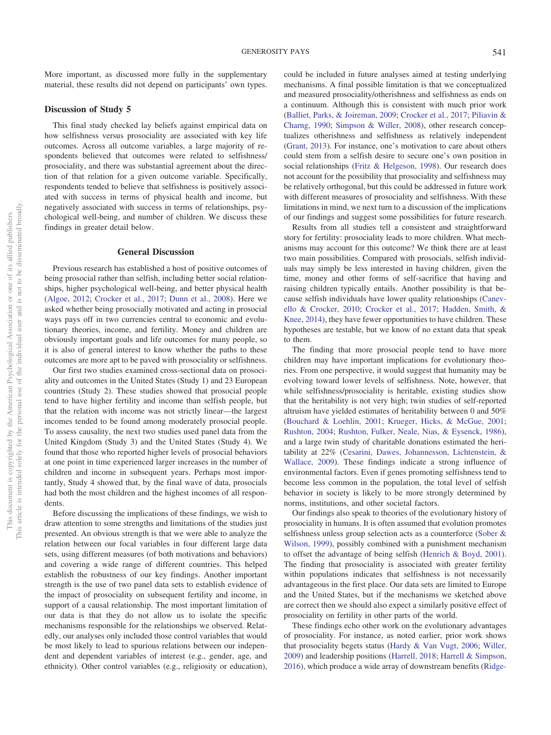More important, as discussed more fully in the supplementary material, these results did not depend on participants' own types.

### Discussion of Study 5

This final study checked lay beliefs against empirical data on how selfishness versus prosociality are associated with key life outcomes. Across all outcome variables, a large majority of respondents believed that outcomes were related to selfishness/prosociality, and there was substantial agreement about the direction of that relation for a given outcome variable. Specifically, respondents tended to believe that selfishness is positively associated with success in terms of physical health and income, but negatively associated with success in terms of relationships, psychological well-being, and number of children. We discuss these findings in greater detail below.

## General Discussion

Previous research has established a host of positive outcomes of being prosocial rather than selfish, including better social relationships, higher psychological well-being, and better physical health (Algoe, 2012; Crocker et al., 2017; Dunn et al., 2008). Here we asked whether being prosocially motivated and acting in prosocial ways pays off in two currencies central to economic and evolutionary theories, income, and fertility. Money and children are obviously important goals and life outcomes for many people, so it is also of general interest to know whether the paths to these outcomes are more apt to be paved with prosociality or selfishness.

Our first two studies examined cross-sectional data on prosociality and outcomes in the United States (Study 1) and 23 European countries (Study 2). These studies showed that prosocial people tend to have higher fertility and income than selfish people, but that the relation with income was not strictly linear—the largest incomes tended to be found among moderately prosocial people. To assess causality, the next two studies used panel data from the United Kingdom (Study 3) and the United States (Study 4). We found that those who reported higher levels of prosocial behaviors at one point in time experienced larger increases in the number of children and income in subsequent years. Perhaps most importantly, Study 4 showed that, by the final wave of data, prosocials had both the most children and the highest incomes of all respondents.

Before discussing the implications of these findings, we wish to draw attention to some strengths and limitations of the studies just presented. An obvious strength is that we were able to analyze the relation between our focal variables in four different large data sets, using different measures (of both motivations and behaviors) and covering a wide range of different countries. This helped establish the robustness of our key findings. Another important strength is the use of two panel data sets to establish evidence of the impact of prosociality on subsequent fertility and income, in support of a causal relationship. The most important limitation of our data is that they do not allow us to isolate the specific mechanisms responsible for the relationships we observed. Relatedly, our analyses only included those control variables that would be most likely to lead to spurious relations between our independent and dependent variables of interest (e.g., gender, age, and ethnicity). Other control variables (e.g., religiosity or education), could be included in future analyses aimed at testing underlying mechanisms. A final possible limitation is that we conceptualized and measured prosociality/otherishness and selfishness as ends on a continuum. Although this is consistent with much prior work (Balliet, Parks, & Joireman, 2009; Crocker et al., 2017; Piliavin & Charng, 1990; Simpson & Willer, 2008), other research conceptualizes otherishness and selfishness as relatively independent (Grant, 2013). For instance, one's motivation to care about others could stem from a selfish desire to secure one's own position in social relationships (Fritz & Helgeson, 1998). Our research does not account for the possibility that prosociality and selfishness may be relatively orthogonal, but this could be addressed in future work with different measures of prosociality and selfishness. With these limitations in mind, we next turn to a discussion of the implications of our findings and suggest some possibilities for future research.

Results from all studies tell a consistent and straightforward story for fertility: prosociality leads to more children. What mechanisms may account for this outcome? We think there are at least two main possibilities. Compared with prosocials, selfish individuals may simply be less interested in having children, given the time, money and other forms of self-sacrifice that having and raising children typically entails. Another possibility is that because selfish individuals have lower quality relationships (Canevello & Crocker, 2010; Crocker et al., 2017; Hadden, Smith, & Knee, 2014), they have fewer opportunities to have children. These hypotheses are testable, but we know of no extant data that speak to them.

The finding that more prosocial people tend to have more children may have important implications for evolutionary theories. From one perspective, it would suggest that humanity may be evolving toward lower levels of selfishness. Note, however, that while selfishness/prosociality is heritable, existing studies show that the heritability is not very high; twin studies of self-reported altruism have yielded estimates of heritability between 0 and 50% (Bouchard & Loehlin, 2001; Krueger, Hicks, & McGue, 2001; Rushton, 2004; Rushton, Fulker, Neale, Nias, & Eysenck, 1986), and a large twin study of charitable donations estimated the heritability at 22% (Cesarini, Dawes, Johannesson, Lichtenstein, & Wallace, 2009). These findings indicate a strong influence of environmental factors. Even if genes promoting selfishness tend to become less common in the population, the total level of selfish behavior in society is likely to be more strongly determined by norms, institutions, and other societal factors.

Our findings also speak to theories of the evolutionary history of prosociality in humans. It is often assumed that evolution promotes selfishness unless group selection acts as a counterforce (Sober & Wilson, 1999), possibly combined with a punishment mechanism to offset the advantage of being selfish (Henrich & Boyd, 2001). The finding that prosociality is associated with greater fertility within populations indicates that selfishness is not necessarily advantageous in the first place. Our data sets are limited to Europe and the United States, but if the mechanisms we sketched above are correct then we should also expect a similarly positive effect of prosociality on fertility in other parts of the world.

These findings echo other work on the evolutionary advantages of prosociality. For instance, as noted earlier, prior work shows that prosociality begets status (Hardy & Van Vugt, 2006; Willer, 2009) and leadership positions (Harrell, 2018; Harrell & Simpson, 2016), which produce a wide array of downstream benefits (Ridge-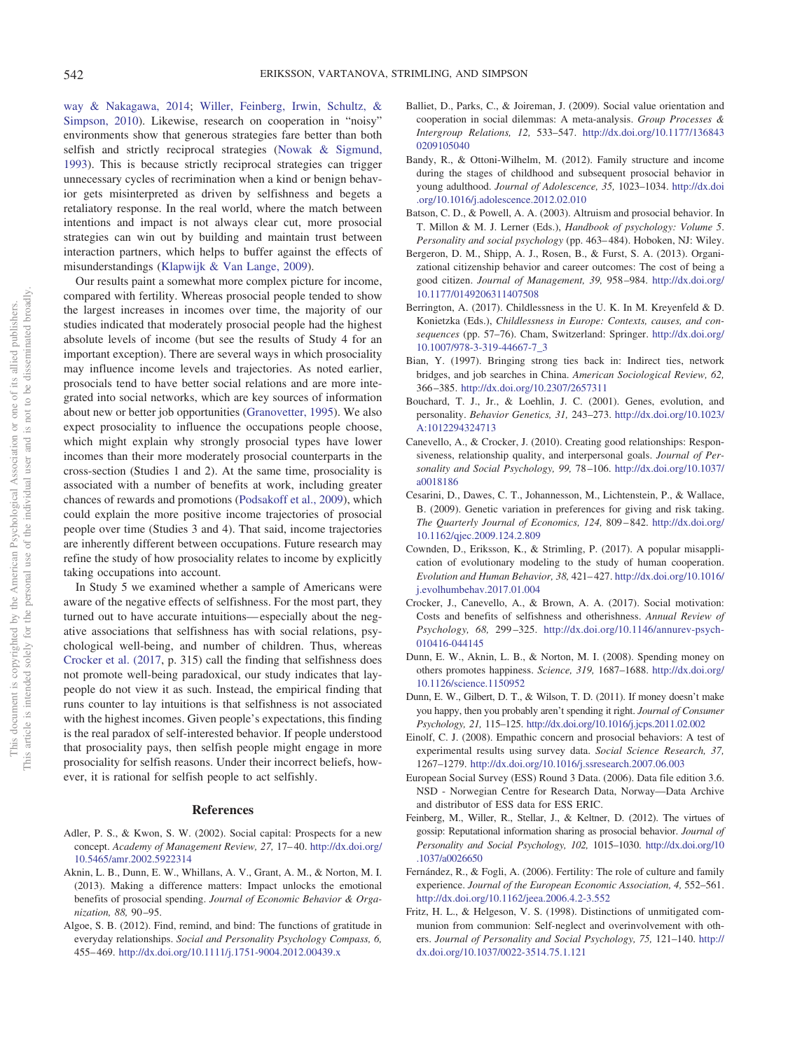way & Nakagawa, 2014; Willer, Feinberg, Irwin, Schultz, & Simpson, 2010). Likewise, research on cooperation in "noisy" environments show that generous strategies fare better than both selfish and strictly reciprocal strategies (Nowak & Sigmund, 1993). This is because strictly reciprocal strategies can trigger unnecessary cycles of recrimination when a kind or benign behavior gets misinterpreted as driven by selfishness and begets a retaliatory response. In the real world, where the match between intentions and impact is not always clear cut, more prosocial strategies can win out by building and maintain trust between interaction partners, which helps to buffer against the effects of misunderstandings (Klapwijk & Van Lange, 2009).

Our results paint a somewhat more complex picture for income, compared with fertility. Whereas prosocial people tended to show the largest increases in incomes over time, the majority of our studies indicated that moderately prosocial people had the highest absolute levels of income (but see the results of Study 4 for an important exception). There are several ways in which prosociality may influence income levels and trajectories. As noted earlier, prosocials tend to have better social relations and are more integrated into social networks, which are key sources of information about new or better job opportunities (Granovetter, 1995). We also expect prosociality to influence the occupations people choose, which might explain why strongly prosocial types have lower incomes than their more moderately prosocial counterparts in the cross-section (Studies 1 and 2). At the same time, prosociality is associated with a number of benefits at work, including greater chances of rewards and promotions (Podsakoff et al., 2009), which could explain the more positive income trajectories of prosocial people over time (Studies 3 and 4). That said, income trajectories are inherently different between occupations. Future research may refine the study of how prosociality relates to income by explicitly taking occupations into account.

In Study 5 we examined whether a sample of Americans were aware of the negative effects of selfishness. For the most part, they turned out to have accurate intuitions—especially about the negative associations that selfishness has with social relations, psychological well-being, and number of children. Thus, whereas Crocker et al. (2017, p. 315) call the finding that selfishness does not promote well-being paradoxical, our study indicates that laypeople do not view it as such. Instead, the empirical finding that runs counter to lay intuitions is that selfishness is not associated with the highest incomes. Given people's expectations, this finding is the real paradox of self-interested behavior. If people understood that prosociality pays, then selfish people might engage in more prosociality for selfish reasons. Under their incorrect beliefs, however, it is rational for selfish people to act selfishly.

## References

Adler, P. S., & Kwon, S. W. (2002). Social capital: Prospects for a new concept. *Academy of Management Review, 27,* 17–40. http://dx.doi.org/10.5465/amr.2002.5922314

Aknin, L. B., Dunn, E. W., Whillans, A. V., Grant, A. M., & Norton, M. I. (2013). Making a difference matters: Impact unlocks the emotional benefits of prosocial spending. *Journal of Economic Behavior & Organization, 88,* 90–95.

Algoe, S. B. (2012). Find, remind, and bind: The functions of gratitude in everyday relationships. *Social and Personality Psychology Compass, 6,* 455–469. http://dx.doi.org/10.1111/j.1751-9004.2012.00439.x

Balliet, D., Parks, C., & Joireman, J. (2009). Social value orientation and cooperation in social dilemmas: A meta-analysis. *Group Processes & Intergroup Relations, 12,* 533–547. http://dx.doi.org/10.1177/1368430209105040

Bandy, R., & Ottoni-Wilhelm, M. (2012). Family structure and income during the stages of childhood and subsequent prosocial behavior in young adulthood. *Journal of Adolescence, 35,* 1023–1034. http://dx.doi.org/10.1016/j.adolescence.2012.02.010

Batson, C. D., & Powell, A. A. (2003). Altruism and prosocial behavior. In T. Millon & M. J. Lerner (Eds.), *Handbook of psychology: Volume 5. Personality and social psychology* (pp. 463–484). Hoboken, NJ: Wiley.

Bergeron, D. M., Shipp, A. J., Rosen, B., & Furst, S. A. (2013). Organizational citizenship behavior and career outcomes: The cost of being a good citizen. *Journal of Management, 39,* 958–984. http://dx.doi.org/10.1177/0149206311407508

Berrington, A. (2017). Childlessness in the U. K. In M. Kreyenfeld & D. Konietzka (Eds.), *Childlessness in Europe: Contexts, causes, and consequences* (pp. 57–76). Cham, Switzerland: Springer. http://dx.doi.org/10.1007/978-3-319-44667-7_3

Bian, Y. (1997). Bringing strong ties back in: Indirect ties, network bridges, and job searches in China. *American Sociological Review, 62,* 366–385. http://dx.doi.org/10.2307/2657311

Bouchard, T. J., Jr., & Loehlin, J. C. (2001). Genes, evolution, and personality. *Behavior Genetics, 31,* 243–273. http://dx.doi.org/10.1023/A:1012294324713

Canevello, A., & Crocker, J. (2010). Creating good relationships: Responsiveness, relationship quality, and interpersonal goals. *Journal of Personality and Social Psychology, 99,* 78–106. http://dx.doi.org/10.1037/a0018186

Cesarini, D., Dawes, C. T., Johannesson, M., Lichtenstein, P., & Wallace, B. (2009). Genetic variation in preferences for giving and risk taking. *The Quarterly Journal of Economics, 124,* 809–842. http://dx.doi.org/10.1162/qjec.2009.124.2.809

Cownden, D., Eriksson, K., & Strimling, P. (2017). A popular misapplication of evolutionary modeling to the study of human cooperation. *Evolution and Human Behavior, 38,* 421–427. http://dx.doi.org/10.1016/j.evolhumbehav.2017.01.004

Crocker, J., Canevello, A., & Brown, A. A. (2017). Social motivation: Costs and benefits of selfishness and otherishness. *Annual Review of Psychology, 68,* 299–325. http://dx.doi.org/10.1146/annurev-psych-010416-044145

Dunn, E. W., Aknin, L. B., & Norton, M. I. (2008). Spending money on others promotes happiness. *Science, 319,* 1687–1688. http://dx.doi.org/10.1126/science.1150952

Dunn, E. W., Gilbert, D. T., & Wilson, T. D. (2011). If money doesn't make you happy, then you probably aren't spending it right. *Journal of Consumer Psychology, 21,* 115–125. http://dx.doi.org/10.1016/j.jcps.2011.02.002

Einolf, C. J. (2008). Empathic concern and prosocial behaviors: A test of experimental results using survey data. *Social Science Research, 37,* 1267–1279. http://dx.doi.org/10.1016/j.ssresearch.2007.06.003

European Social Survey (ESS) Round 3 Data. (2006). Data file edition 3.6. NSD - Norwegian Centre for Research Data, Norway—Data Archive and distributor of ESS data for ESS ERIC.

Feinberg, M., Willer, R., Stellar, J., & Keltner, D. (2012). The virtues of gossip: Reputational information sharing as prosocial behavior. *Journal of Personality and Social Psychology, 102,* 1015–1030. http://dx.doi.org/10.1037/a0026650

Fernández, R., & Fogli, A. (2006). Fertility: The role of culture and family experience. *Journal of the European Economic Association, 4,* 552–561. http://dx.doi.org/10.1162/jeea.2006.4.2-3.552

Fritz, H. L., & Helgeson, V. S. (1998). Distinctions of unmitigated communion from communion: Self-neglect and overinvolvement with others. *Journal of Personality and Social Psychology, 75,* 121–140. http://dx.doi.org/10.1037/0022-3514.75.1.121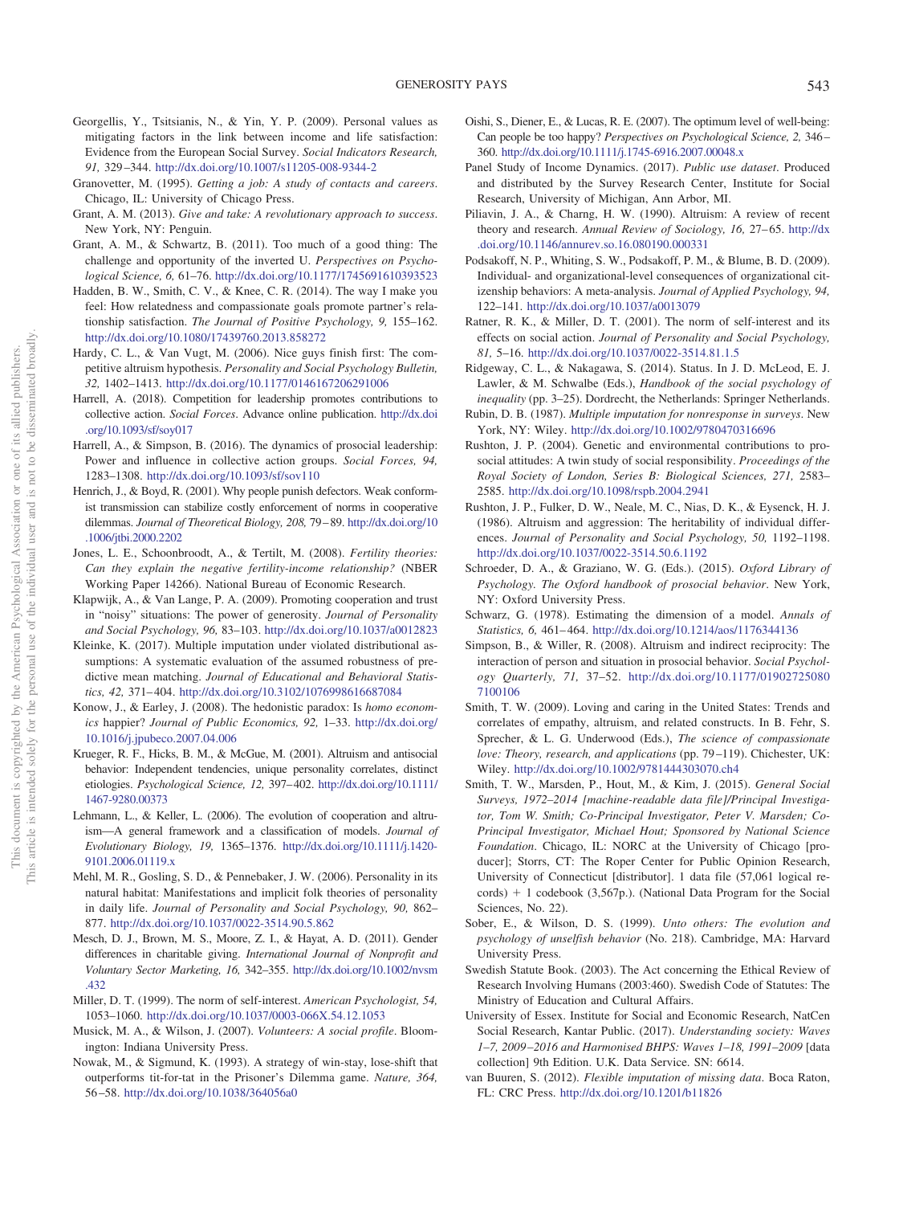Georgellis, Y., Tsitsianis, N., & Yin, Y. P. (2009). Personal values as mitigating factors in the link between income and life satisfaction: Evidence from the European Social Survey. *Social Indicators Research, 91,* 329–344. http://dx.doi.org/10.1007/s11205-008-9344-2

Granovetter, M. (1995). *Getting a job: A study of contacts and careers*. Chicago, IL: University of Chicago Press.

Grant, A. M. (2013). *Give and take: A revolutionary approach to success*. New York, NY: Penguin.

Grant, A. M., & Schwartz, B. (2011). Too much of a good thing: The challenge and opportunity of the inverted U. *Perspectives on Psychological Science, 6,* 61–76. http://dx.doi.org/10.1177/1745691610393523

Hadden, B. W., Smith, C. V., & Knee, C. R. (2014). The way I make you feel: How relatedness and compassionate goals promote partner's relationship satisfaction. *The Journal of Positive Psychology, 9,* 155–162. http://dx.doi.org/10.1080/17439760.2013.858272

Hardy, C. L., & Van Vugt, M. (2006). Nice guys finish first: The competitive altruism hypothesis. *Personality and Social Psychology Bulletin, 32,* 1402–1413. http://dx.doi.org/10.1177/0146167206291006

Harrell, A. (2018). Competition for leadership promotes contributions to collective action. *Social Forces*. Advance online publication. http://dx.doi.org/10.1093/sf/soy017

Harrell, A., & Simpson, B. (2016). The dynamics of prosocial leadership: Power and influence in collective action groups. *Social Forces, 94,* 1283–1308. http://dx.doi.org/10.1093/sf/sov110

Henrich, J., & Boyd, R. (2001). Why people punish defectors. Weak conformist transmission can stabilize costly enforcement of norms in cooperative dilemmas. *Journal of Theoretical Biology, 208,* 79–89. http://dx.doi.org/10.1006/jtbi.2000.2202

Jones, L. E., Schoonbroodt, A., & Tertilt, M. (2008). *Fertility theories: Can they explain the negative fertility-income relationship?* (NBER Working Paper 14266). National Bureau of Economic Research.

Klapwijk, A., & Van Lange, P. A. (2009). Promoting cooperation and trust in "noisy" situations: The power of generosity. *Journal of Personality and Social Psychology, 96,* 83–103. http://dx.doi.org/10.1037/a0012823

Kleinke, K. (2017). Multiple imputation under violated distributional assumptions: A systematic evaluation of the assumed robustness of predictive mean matching. *Journal of Educational and Behavioral Statistics, 42,* 371–404. http://dx.doi.org/10.3102/1076998616687084

Konow, J., & Earley, J. (2008). The hedonistic paradox: Is *homo economics* happier? *Journal of Public Economics, 92,* 1–33. http://dx.doi.org/10.1016/j.jpubeco.2007.04.006

Krueger, R. F., Hicks, B. M., & McGue, M. (2001). Altruism and antisocial behavior: Independent tendencies, unique personality correlates, distinct etiologies. *Psychological Science, 12,* 397–402. http://dx.doi.org/10.1111/1467-9280.00373

Lehmann, L., & Keller, L. (2006). The evolution of cooperation and altruism—A general framework and a classification of models. *Journal of Evolutionary Biology, 19,* 1365–1376. http://dx.doi.org/10.1111/j.1420-9101.2006.01119.x

Mehl, M. R., Gosling, S. D., & Pennebaker, J. W. (2006). Personality in its natural habitat: Manifestations and implicit folk theories of personality in daily life. *Journal of Personality and Social Psychology, 90,* 862–877. http://dx.doi.org/10.1037/0022-3514.90.5.862

Mesch, D. J., Brown, M. S., Moore, Z. I., & Hayat, A. D. (2011). Gender differences in charitable giving. *International Journal of Nonprofit and Voluntary Sector Marketing, 16,* 342–355. http://dx.doi.org/10.1002/nvsm.432

Miller, D. T. (1999). The norm of self-interest. *American Psychologist, 54,* 1053–1060. http://dx.doi.org/10.1037/0003-066X.54.12.1053

Musick, M. A., & Wilson, J. (2007). *Volunteers: A social profile*. Bloomington: Indiana University Press.

Nowak, M., & Sigmund, K. (1993). A strategy of win-stay, lose-shift that outperforms tit-for-tat in the Prisoner's Dilemma game. *Nature, 364,* 56–58. http://dx.doi.org/10.1038/364056a0

Oishi, S., Diener, E., & Lucas, R. E. (2007). The optimum level of well-being: Can people be too happy? *Perspectives on Psychological Science, 2,* 346–360. http://dx.doi.org/10.1111/j.1745-6916.2007.00048.x

Panel Study of Income Dynamics. (2017). *Public use dataset*. Produced and distributed by the Survey Research Center, Institute for Social Research, University of Michigan, Ann Arbor, MI.

Piliavin, J. A., & Charng, H. W. (1990). Altruism: A review of recent theory and research. *Annual Review of Sociology, 16,* 27–65. http://dx.doi.org/10.1146/annurev.so.16.080190.000331

Podsakoff, N. P., Whiting, S. W., Podsakoff, P. M., & Blume, B. D. (2009). Individual- and organizational-level consequences of organizational citizenship behaviors: A meta-analysis. *Journal of Applied Psychology, 94,* 122–141. http://dx.doi.org/10.1037/a0013079

Ratner, R. K., & Miller, D. T. (2001). The norm of self-interest and its effects on social action. *Journal of Personality and Social Psychology, 81,* 5–16. http://dx.doi.org/10.1037/0022-3514.81.1.5

Ridgeway, C. L., & Nakagawa, S. (2014). Status. In J. D. McLeod, E. J. Lawler, & M. Schwalbe (Eds.), *Handbook of the social psychology of inequality* (pp. 3–25). Dordrecht, the Netherlands: Springer Netherlands.

Rubin, D. B. (1987). *Multiple imputation for nonresponse in surveys*. New York, NY: Wiley. http://dx.doi.org/10.1002/9780470316696

Rushton, J. P. (2004). Genetic and environmental contributions to prosocial attitudes: A twin study of social responsibility. *Proceedings of the Royal Society of London, Series B: Biological Sciences, 271,* 2583–2585. http://dx.doi.org/10.1098/rspb.2004.2941

Rushton, J. P., Fulker, D. W., Neale, M. C., Nias, D. K., & Eysenck, H. J. (1986). Altruism and aggression: The heritability of individual differences. *Journal of Personality and Social Psychology, 50,* 1192–1198. http://dx.doi.org/10.1037/0022-3514.50.6.1192

Schroeder, D. A., & Graziano, W. G. (Eds.). (2015). *Oxford Library of Psychology. The Oxford handbook of prosocial behavior*. New York, NY: Oxford University Press.

Schwarz, G. (1978). Estimating the dimension of a model. *Annals of Statistics, 6,* 461–464. http://dx.doi.org/10.1214/aos/1176344136

Simpson, B., & Willer, R. (2008). Altruism and indirect reciprocity: The interaction of person and situation in prosocial behavior. *Social Psychology Quarterly, 71,* 37–52. http://dx.doi.org/10.1177/019027250807100106

Smith, T. W. (2009). Loving and caring in the United States: Trends and correlates of empathy, altruism, and related constructs. In B. Fehr, S. Sprecher, & L. G. Underwood (Eds.), *The science of compassionate love: Theory, research, and applications* (pp. 79–119). Chichester, UK: Wiley. http://dx.doi.org/10.1002/9781444303070.ch4

Smith, T. W., Marsden, P., Hout, M., & Kim, J. (2015). *General Social Surveys, 1972–2014 [machine-readable data file]/Principal Investigator, Tom W. Smith; Co-Principal Investigator, Peter V. Marsden; Co-Principal Investigator, Michael Hout; Sponsored by National Science Foundation*. Chicago, IL: NORC at the University of Chicago [producer]; Storrs, CT: The Roper Center for Public Opinion Research, University of Connecticut [distributor]. 1 data file (57,061 logical records) + 1 codebook (3,567p.). (National Data Program for the Social Sciences, No. 22).

Sober, E., & Wilson, D. S. (1999). *Unto others: The evolution and psychology of unselfish behavior* (No. 218). Cambridge, MA: Harvard University Press.

Swedish Statute Book. (2003). The Act concerning the Ethical Review of Research Involving Humans (2003:460). Swedish Code of Statutes: The Ministry of Education and Cultural Affairs.

University of Essex. Institute for Social and Economic Research, NatCen Social Research, Kantar Public. (2017). *Understanding society: Waves 1–7, 2009–2016 and Harmonised BHPS: Waves 1–18, 1991–2009* [data collection] 9th Edition. U.K. Data Service. SN: 6614.

van Buuren, S. (2012). *Flexible imputation of missing data*. Boca Raton, FL: CRC Press. http://dx.doi.org/10.1201/b11826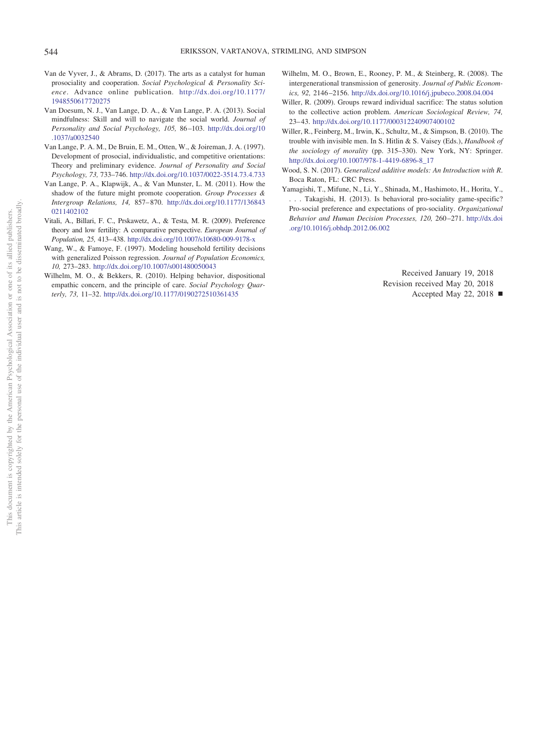Van de Vyver, J., & Abrams, D. (2017). The arts as a catalyst for human prosociality and cooperation. *Social Psychological & Personality Science*. Advance online publication. http://dx.doi.org/10.1177/1948550617720275

Van Doesum, N. J., Van Lange, D. A., & Van Lange, P. A. (2013). Social mindfulness: Skill and will to navigate the social world. *Journal of Personality and Social Psychology, 105,* 86–103. http://dx.doi.org/10.1037/a0032540

Van Lange, P. A. M., De Bruin, E. M., Otten, W., & Joireman, J. A. (1997). Development of prosocial, individualistic, and competitive orientations: Theory and preliminary evidence. *Journal of Personality and Social Psychology, 73,* 733–746. http://dx.doi.org/10.1037/0022-3514.73.4.733

Van Lange, P. A., Klapwijk, A., & Van Munster, L. M. (2011). How the shadow of the future might promote cooperation. *Group Processes & Intergroup Relations, 14,* 857–870. http://dx.doi.org/10.1177/1368430211402102

Vitali, A., Billari, F. C., Prskawetz, A., & Testa, M. R. (2009). Preference theory and low fertility: A comparative perspective. *European Journal of Population, 25,* 413–438. http://dx.doi.org/10.1007/s10680-009-9178-x

Wang, W., & Famoye, F. (1997). Modeling household fertility decisions with generalized Poisson regression. *Journal of Population Economics, 10,* 273–283. http://dx.doi.org/10.1007/s001480050043

Wilhelm, M. O., & Bekkers, R. (2010). Helping behavior, dispositional empathic concern, and the principle of care. *Social Psychology Quarterly, 73,* 11–32. http://dx.doi.org/10.1177/0190272510361435

Wilhelm, M. O., Brown, E., Rooney, P. M., & Steinberg, R. (2008). The intergenerational transmission of generosity. *Journal of Public Economics, 92,* 2146–2156. http://dx.doi.org/10.1016/j.jpubeco.2008.04.004

Willer, R. (2009). Groups reward individual sacrifice: The status solution to the collective action problem. *American Sociological Review, 74,* 23–43. http://dx.doi.org/10.1177/000312240907400102

Willer, R., Feinberg, M., Irwin, K., Schultz, M., & Simpson, B. (2010). The trouble with invisible men. In S. Hitlin & S. Vaisey (Eds.), *Handbook of the sociology of morality* (pp. 315–330). New York, NY: Springer. http://dx.doi.org/10.1007/978-1-4419-6896-8_17

Wood, S. N. (2017). *Generalized additive models: An Introduction with R*. Boca Raton, FL: CRC Press.

Yamagishi, T., Mifune, N., Li, Y., Shinada, M., Hashimoto, H., Horita, Y., . . . Takagishi, H. (2013). Is behavioral pro-sociality game-specific? Pro-social preference and expectations of pro-sociality. *Organizational Behavior and Human Decision Processes, 120,* 260–271. http://dx.doi.org/10.1016/j.obhdp.2012.06.002

Received January 19, 2018
Revision received May 20, 2018
Accepted May 22, 2018 ■